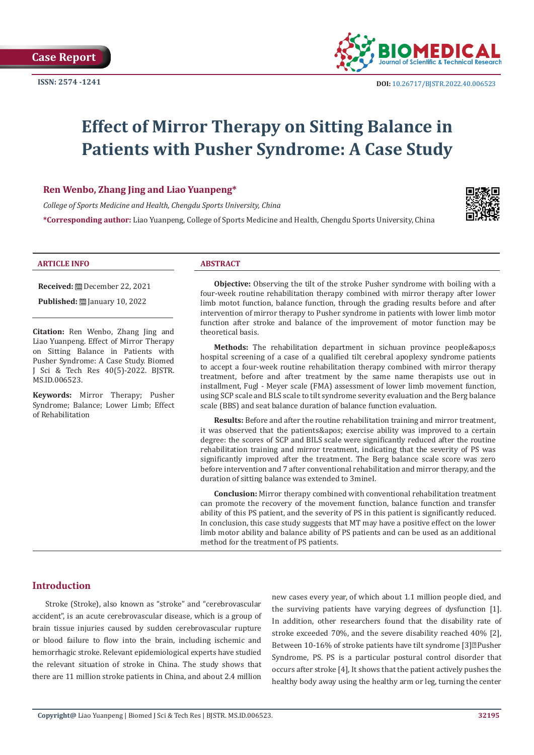Case Report

ISSN: 2574 -1241

DOI: 10.26717/BJSTR.2022.40.006523

# Effect of Mirror Therapy on Sitting Balance in Patients with Pusher Syndrome: A Case Study

**Ren Wenbo, Zhang Jing and Liao Yuanpeng***

*College of Sports Medicine and Health, Chengdu Sports University, China*

***Corresponding author:** Liao Yuanpeng, College of Sports Medicine and Health, Chengdu Sports University, China

## ARTICLE INFO

**Received:** December 22, 2021

**Published:** January 10, 2022

**Citation:** Ren Wenbo, Zhang Jing and Liao Yuanpeng. Effect of Mirror Therapy on Sitting Balance in Patients with Pusher Syndrome: A Case Study. Biomed J Sci & Tech Res 40(5)-2022. BJSTR. MS.ID.006523.

**Keywords:** Mirror Therapy; Pusher Syndrome; Balance; Lower Limb; Effect of Rehabilitation

## ABSTRACT

**Objective:** Observing the tilt of the stroke Pusher syndrome with boiling with a four-week routine rehabilitation therapy combined with mirror therapy after lower limb motot function, balance function, through the grading results before and after intervention of mirror therapy to Pusher syndrome in patients with lower limb motor function after stroke and balance of the improvement of motor function may be theoretical basis.

**Methods:** The rehabilitation department in sichuan province people&apos;s hospital screening of a case of a qualified tilt cerebral apoplexy syndrome patients to accept a four-week routine rehabilitation therapy combined with mirror therapy treatment, before and after treatment by the same name therapists use out in installment, Fugl - Meyer scale (FMA) assessment of lower limb movement function, using SCP scale and BLS scale to tilt syndrome severity evaluation and the Berg balance scale (BBS) and seat balance duration of balance function evaluation.

**Results:** Before and after the routine rehabilitation training and mirror treatment, it was observed that the patients&apos; exercise ability was improved to a certain degree: the scores of SCP and BILS scale were significantly reduced after the routine rehabilitation training and mirror treatment, indicating that the severity of PS was significantly improved after the treatment. The Berg balance scale score was zero before intervention and 7 after conventional rehabilitation and mirror therapy, and the duration of sitting balance was extended to 3minel.

**Conclusion:** Mirror therapy combined with conventional rehabilitation treatment can promote the recovery of the movement function, balance function and transfer ability of this PS patient, and the severity of PS in this patient is significantly reduced. In conclusion, this case study suggests that MT may have a positive effect on the lower limb motor ability and balance ability of PS patients and can be used as an additional method for the treatment of PS patients.

## Introduction

Stroke (Stroke), also known as "stroke" and "cerebrovascular accident", is an acute cerebrovascular disease, which is a group of brain tissue injuries caused by sudden cerebrovascular rupture or blood failure to flow into the brain, including ischemic and hemorrhagic stroke. Relevant epidemiological experts have studied the relevant situation of stroke in China. The study shows that there are 11 million stroke patients in China, and about 2.4 million new cases every year, of which about 1.1 million people died, and the surviving patients have varying degrees of dysfunction [1]. In addition, other researchers found that the disability rate of stroke exceeded 70%, and the severe disability reached 40% [2], Between 10-16% of stroke patients have tilt syndrome [3]�Pusher Syndrome, PS. PS is a particular postural control disorder that occurs after stroke [4], It shows that the patient actively pushes the healthy body away using the healthy arm or leg, turning the center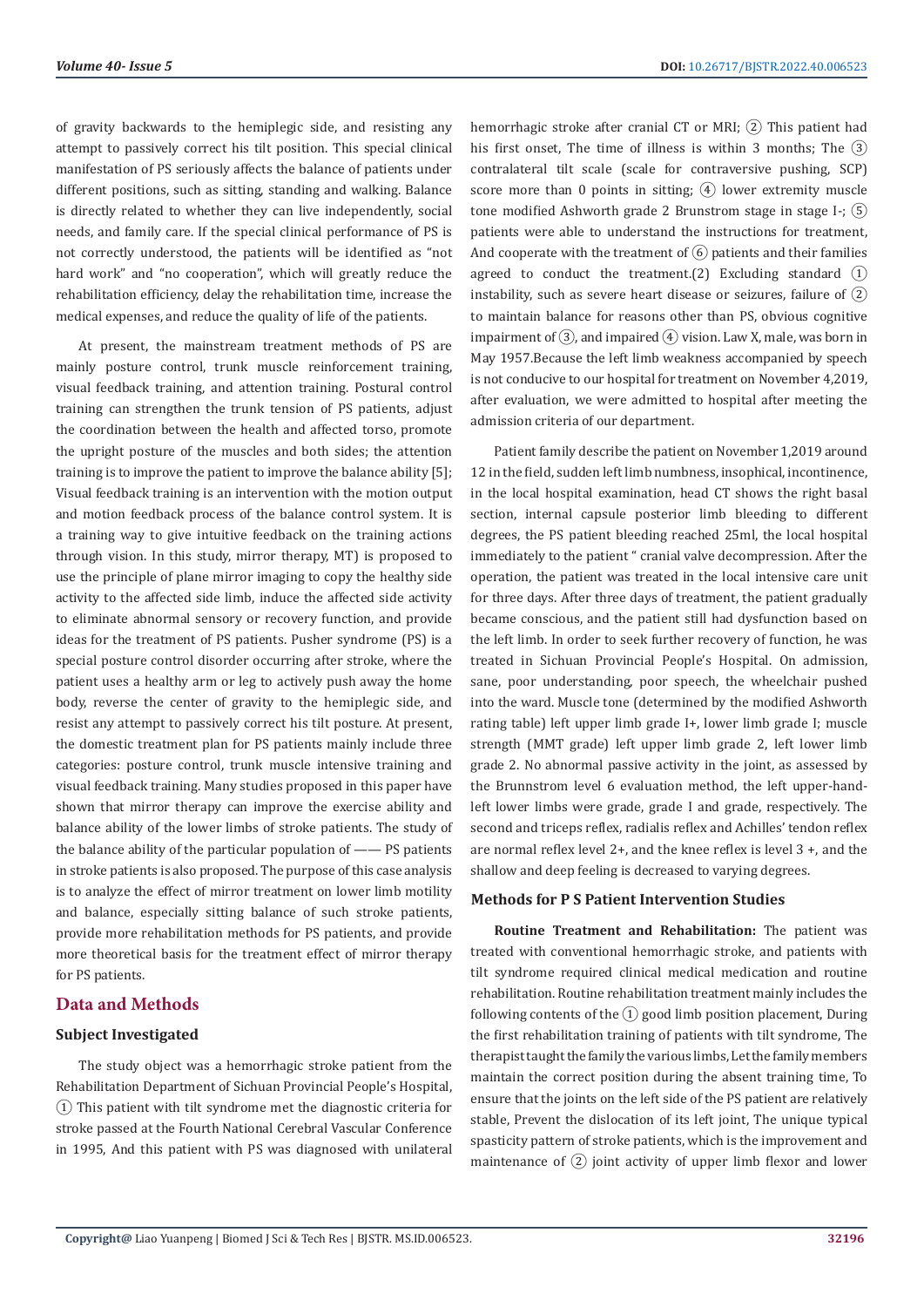of gravity backwards to the hemiplegic side, and resisting any attempt to passively correct his tilt position. This special clinical manifestation of PS seriously affects the balance of patients under different positions, such as sitting, standing and walking. Balance is directly related to whether they can live independently, social needs, and family care. If the special clinical performance of PS is not correctly understood, the patients will be identified as "not hard work" and "no cooperation", which will greatly reduce the rehabilitation efficiency, delay the rehabilitation time, increase the medical expenses, and reduce the quality of life of the patients.

At present, the mainstream treatment methods of PS are mainly posture control, trunk muscle reinforcement training, visual feedback training, and attention training. Postural control training can strengthen the trunk tension of PS patients, adjust the coordination between the health and affected torso, promote the upright posture of the muscles and both sides; the attention training is to improve the patient to improve the balance ability [5]; Visual feedback training is an intervention with the motion output and motion feedback process of the balance control system. It is a training way to give intuitive feedback on the training actions through vision. In this study, mirror therapy, MT) is proposed to use the principle of plane mirror imaging to copy the healthy side activity to the affected side limb, induce the affected side activity to eliminate abnormal sensory or recovery function, and provide ideas for the treatment of PS patients. Pusher syndrome (PS) is a special posture control disorder occurring after stroke, where the patient uses a healthy arm or leg to actively push away the home body, reverse the center of gravity to the hemiplegic side, and resist any attempt to passively correct his tilt posture. At present, the domestic treatment plan for PS patients mainly include three categories: posture control, trunk muscle intensive training and visual feedback training. Many studies proposed in this paper have shown that mirror therapy can improve the exercise ability and balance ability of the lower limbs of stroke patients. The study of the balance ability of the particular population of —— PS patients in stroke patients is also proposed. The purpose of this case analysis is to analyze the effect of mirror treatment on lower limb motility and balance, especially sitting balance of such stroke patients, provide more rehabilitation methods for PS patients, and provide more theoretical basis for the treatment effect of mirror therapy for PS patients.

## Data and Methods

### Subject Investigated

The study object was a hemorrhagic stroke patient from the Rehabilitation Department of Sichuan Provincial People's Hospital, ① This patient with tilt syndrome met the diagnostic criteria for stroke passed at the Fourth National Cerebral Vascular Conference in 1995, And this patient with PS was diagnosed with unilateral hemorrhagic stroke after cranial CT or MRI; ② This patient had his first onset, The time of illness is within 3 months; The ③ contralateral tilt scale (scale for contraversive pushing, SCP) score more than 0 points in sitting; ④ lower extremity muscle tone modified Ashworth grade 2 Brunstrom stage in stage I-; ⑤ patients were able to understand the instructions for treatment, And cooperate with the treatment of ⑥ patients and their families agreed to conduct the treatment.(2) Excluding standard ① instability, such as severe heart disease or seizures, failure of ② to maintain balance for reasons other than PS, obvious cognitive impairment of ③, and impaired ④ vision. Law X, male, was born in May 1957.Because the left limb weakness accompanied by speech is not conducive to our hospital for treatment on November 4,2019, after evaluation, we were admitted to hospital after meeting the admission criteria of our department.

Patient family describe the patient on November 1,2019 around 12 in the field, sudden left limb numbness, insophical, incontinence, in the local hospital examination, head CT shows the right basal section, internal capsule posterior limb bleeding to different degrees, the PS patient bleeding reached 25ml, the local hospital immediately to the patient " cranial valve decompression. After the operation, the patient was treated in the local intensive care unit for three days. After three days of treatment, the patient gradually became conscious, and the patient still had dysfunction based on the left limb. In order to seek further recovery of function, he was treated in Sichuan Provincial People's Hospital. On admission, sane, poor understanding, poor speech, the wheelchair pushed into the ward. Muscle tone (determined by the modified Ashworth rating table) left upper limb grade I+, lower limb grade I; muscle strength (MMT grade) left upper limb grade 2, left lower limb grade 2. No abnormal passive activity in the joint, as assessed by the Brunnstrom level 6 evaluation method, the left upper-hand-left lower limbs were grade, grade I and grade, respectively. The second and triceps reflex, radialis reflex and Achilles' tendon reflex are normal reflex level 2+, and the knee reflex is level 3 +, and the shallow and deep feeling is decreased to varying degrees.

### Methods for P S Patient Intervention Studies

**Routine Treatment and Rehabilitation:** The patient was treated with conventional hemorrhagic stroke, and patients with tilt syndrome required clinical medical medication and routine rehabilitation. Routine rehabilitation treatment mainly includes the following contents of the ① good limb position placement, During the first rehabilitation training of patients with tilt syndrome, The therapist taught the family the various limbs, Let the family members maintain the correct position during the absent training time, To ensure that the joints on the left side of the PS patient are relatively stable, Prevent the dislocation of its left joint, The unique typical spasticity pattern of stroke patients, which is the improvement and maintenance of ② joint activity of upper limb flexor and lower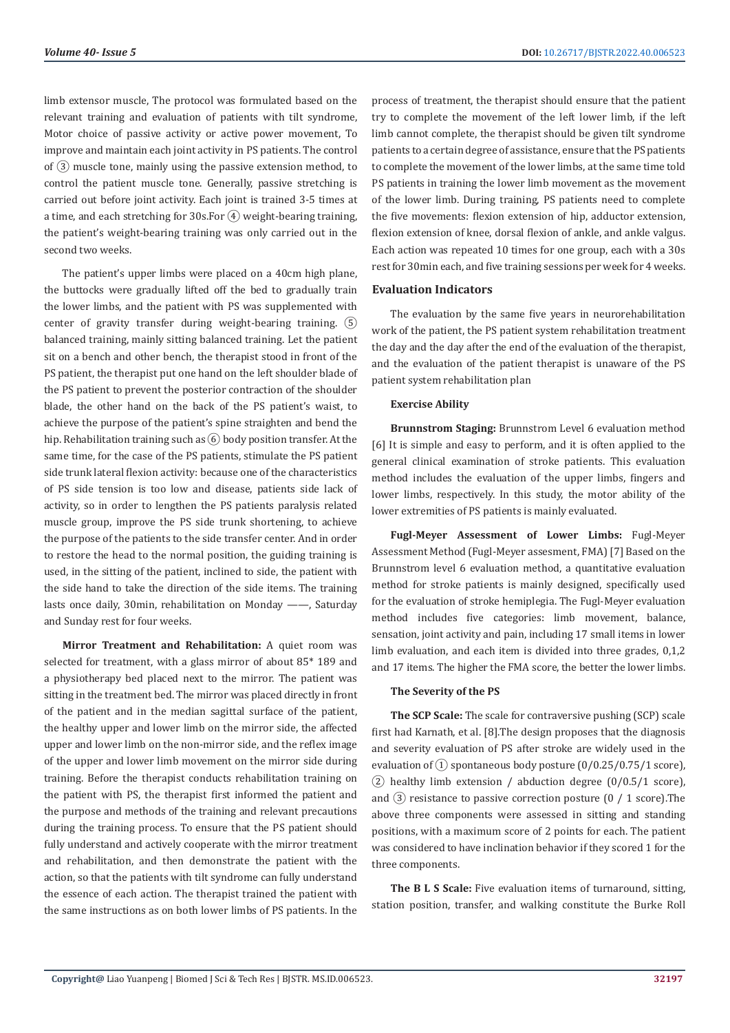limb extensor muscle, The protocol was formulated based on the relevant training and evaluation of patients with tilt syndrome, Motor choice of passive activity or active power movement, To improve and maintain each joint activity in PS patients. The control of ③ muscle tone, mainly using the passive extension method, to control the patient muscle tone. Generally, passive stretching is carried out before joint activity. Each joint is trained 3-5 times at a time, and each stretching for 30s.For ④ weight-bearing training, the patient's weight-bearing training was only carried out in the second two weeks.

The patient's upper limbs were placed on a 40cm high plane, the buttocks were gradually lifted off the bed to gradually train the lower limbs, and the patient with PS was supplemented with center of gravity transfer during weight-bearing training. ⑤ balanced training, mainly sitting balanced training. Let the patient sit on a bench and other bench, the therapist stood in front of the PS patient, the therapist put one hand on the left shoulder blade of the PS patient to prevent the posterior contraction of the shoulder blade, the other hand on the back of the PS patient's waist, to achieve the purpose of the patient's spine straighten and bend the hip. Rehabilitation training such as ⑥ body position transfer. At the same time, for the case of the PS patients, stimulate the PS patient side trunk lateral flexion activity: because one of the characteristics of PS side tension is too low and disease, patients side lack of activity, so in order to lengthen the PS patients paralysis related muscle group, improve the PS side trunk shortening, to achieve the purpose of the patients to the side transfer center. And in order to restore the head to the normal position, the guiding training is used, in the sitting of the patient, inclined to side, the patient with the side hand to take the direction of the side items. The training lasts once daily, 30min, rehabilitation on Monday ——, Saturday and Sunday rest for four weeks.

**Mirror Treatment and Rehabilitation:** A quiet room was selected for treatment, with a glass mirror of about 85* 189 and a physiotherapy bed placed next to the mirror. The patient was sitting in the treatment bed. The mirror was placed directly in front of the patient and in the median sagittal surface of the patient, the healthy upper and lower limb on the mirror side, the affected upper and lower limb on the non-mirror side, and the reflex image of the upper and lower limb movement on the mirror side during training. Before the therapist conducts rehabilitation training on the patient with PS, the therapist first informed the patient and the purpose and methods of the training and relevant precautions during the training process. To ensure that the PS patient should fully understand and actively cooperate with the mirror treatment and rehabilitation, and then demonstrate the patient with the action, so that the patients with tilt syndrome can fully understand the essence of each action. The therapist trained the patient with the same instructions as on both lower limbs of PS patients. In the process of treatment, the therapist should ensure that the patient try to complete the movement of the left lower limb, if the left limb cannot complete, the therapist should be given tilt syndrome patients to a certain degree of assistance, ensure that the PS patients to complete the movement of the lower limbs, at the same time told PS patients in training the lower limb movement as the movement of the lower limb. During training, PS patients need to complete the five movements: flexion extension of hip, adductor extension, flexion extension of knee, dorsal flexion of ankle, and ankle valgus. Each action was repeated 10 times for one group, each with a 30s rest for 30min each, and five training sessions per week for 4 weeks.

### Evaluation Indicators

The evaluation by the same five years in neurorehabilitation work of the patient, the PS patient system rehabilitation treatment the day and the day after the end of the evaluation of the therapist, and the evaluation of the patient therapist is unaware of the PS patient system rehabilitation plan

#### Exercise Ability

**Brunnstrom Staging:** Brunnstrom Level 6 evaluation method [6] It is simple and easy to perform, and it is often applied to the general clinical examination of stroke patients. This evaluation method includes the evaluation of the upper limbs, fingers and lower limbs, respectively. In this study, the motor ability of the lower extremities of PS patients is mainly evaluated.

**Fugl-Meyer Assessment of Lower Limbs:** Fugl-Meyer Assessment Method (Fugl-Meyer assesment, FMA) [7] Based on the Brunnstrom level 6 evaluation method, a quantitative evaluation method for stroke patients is mainly designed, specifically used for the evaluation of stroke hemiplegia. The Fugl-Meyer evaluation method includes five categories: limb movement, balance, sensation, joint activity and pain, including 17 small items in lower limb evaluation, and each item is divided into three grades, 0,1,2 and 17 items. The higher the FMA score, the better the lower limbs.

#### The Severity of the PS

**The SCP Scale:** The scale for contraversive pushing (SCP) scale first had Karnath, et al. [8].The design proposes that the diagnosis and severity evaluation of PS after stroke are widely used in the evaluation of ① spontaneous body posture (0/0.25/0.75/1 score), ② healthy limb extension / abduction degree (0/0.5/1 score), and ③ resistance to passive correction posture (0 / 1 score).The above three components were assessed in sitting and standing positions, with a maximum score of 2 points for each. The patient was considered to have inclination behavior if they scored 1 for the three components.

**The B L S Scale:** Five evaluation items of turnaround, sitting, station position, transfer, and walking constitute the Burke Roll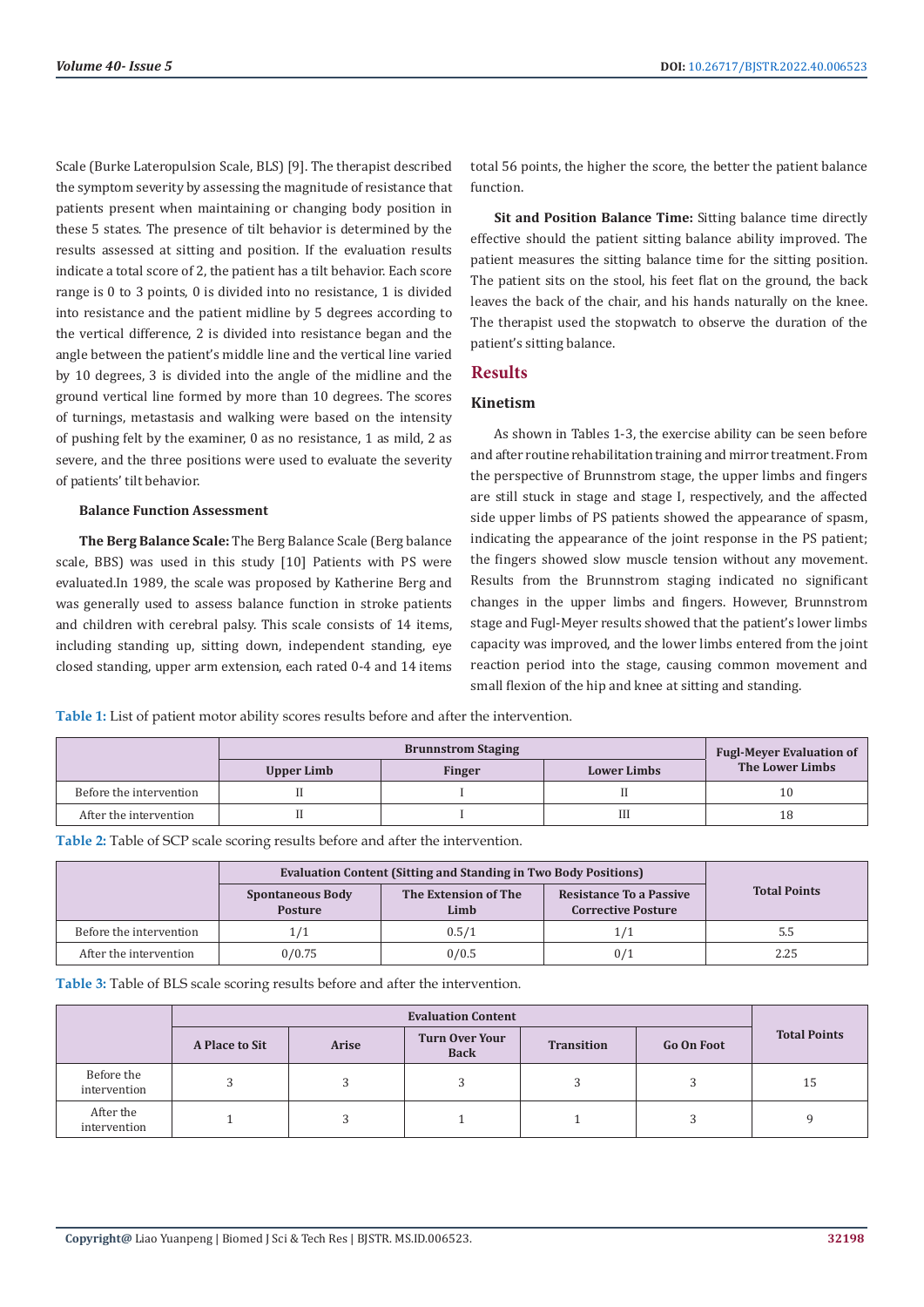Scale (Burke Lateropulsion Scale, BLS) [9]. The therapist described the symptom severity by assessing the magnitude of resistance that patients present when maintaining or changing body position in these 5 states. The presence of tilt behavior is determined by the results assessed at sitting and position. If the evaluation results indicate a total score of 2, the patient has a tilt behavior. Each score range is 0 to 3 points, 0 is divided into no resistance, 1 is divided into resistance and the patient midline by 5 degrees according to the vertical difference, 2 is divided into resistance began and the angle between the patient's middle line and the vertical line varied by 10 degrees, 3 is divided into the angle of the midline and the ground vertical line formed by more than 10 degrees. The scores of turnings, metastasis and walking were based on the intensity of pushing felt by the examiner, 0 as no resistance, 1 as mild, 2 as severe, and the three positions were used to evaluate the severity of patients' tilt behavior.

**Balance Function Assessment**

**The Berg Balance Scale:** The Berg Balance Scale (Berg balance scale, BBS) was used in this study [10] Patients with PS were evaluated.In 1989, the scale was proposed by Katherine Berg and was generally used to assess balance function in stroke patients and children with cerebral palsy. This scale consists of 14 items, including standing up, sitting down, independent standing, eye closed standing, upper arm extension, each rated 0-4 and 14 items total 56 points, the higher the score, the better the patient balance function.

**Sit and Position Balance Time:** Sitting balance time directly effective should the patient sitting balance ability improved. The patient measures the sitting balance time for the sitting position. The patient sits on the stool, his feet flat on the ground, the back leaves the back of the chair, and his hands naturally on the knee. The therapist used the stopwatch to observe the duration of the patient's sitting balance.

## Results

### Kinetism

As shown in Tables 1-3, the exercise ability can be seen before and after routine rehabilitation training and mirror treatment. From the perspective of Brunnstrom stage, the upper limbs and fingers are still stuck in stage and stage I, respectively, and the affected side upper limbs of PS patients showed the appearance of spasm, indicating the appearance of the joint response in the PS patient; the fingers showed slow muscle tension without any movement. Results from the Brunnstrom staging indicated no significant changes in the upper limbs and fingers. However, Brunnstrom stage and Fugl-Meyer results showed that the patient's lower limbs capacity was improved, and the lower limbs entered from the joint reaction period into the stage, causing common movement and small flexion of the hip and knee at sitting and standing.

**Table 1:** List of patient motor ability scores results before and after the intervention.

| | Brunnstrom Staging | | | Fugl-Meyer Evaluation of The Lower Limbs |
|---|---|---|---|---|
| | Upper Limb | Finger | Lower Limbs | |
| Before the intervention | II | I | II | 10 |
| After the intervention | II | I | III | 18 |

**Table 2:** Table of SCP scale scoring results before and after the intervention.

| | Evaluation Content (Sitting and Standing in Two Body Positions) | | | Total Points |
|---|---|---|---|---|
| | Spontaneous Body Posture | The Extension of The Limb | Resistance To a Passive Corrective Posture | |
| Before the intervention | 1/1 | 0.5/1 | 1/1 | 5.5 |
| After the intervention | 0/0.75 | 0/0.5 | 0/1 | 2.25 |

**Table 3:** Table of BLS scale scoring results before and after the intervention.

| | Evaluation Content | | | | | Total Points |
|---|---|---|---|---|---|---|
| | A Place to Sit | Arise | Turn Over Your Back | Transition | Go On Foot | |
| Before the intervention | 3 | 3 | 3 | 3 | 3 | 15 |
| After the intervention | 1 | 3 | 1 | 1 | 3 | 9 |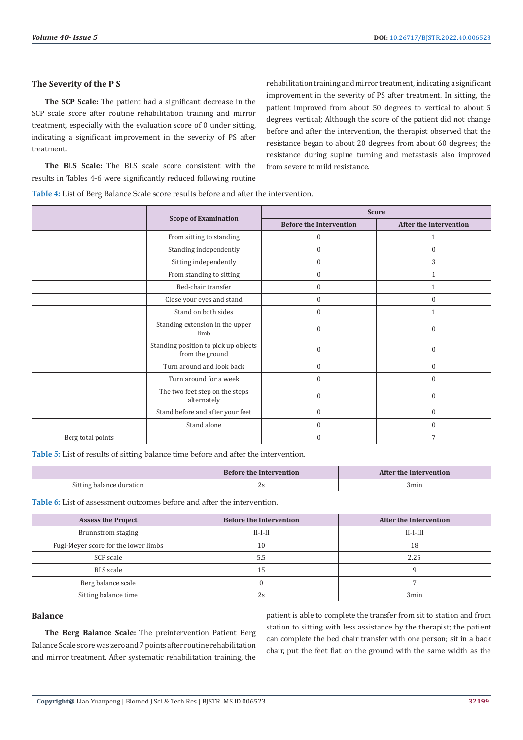### The Severity of the P S

**The SCP Scale:** The patient had a significant decrease in the SCP scale score after routine rehabilitation training and mirror treatment, especially with the evaluation score of 0 under sitting, indicating a significant improvement in the severity of PS after treatment.

**The BLS Scale:** The BLS scale score consistent with the results in Tables 4-6 were significantly reduced following routine rehabilitation training and mirror treatment, indicating a significant improvement in the severity of PS after treatment. In sitting, the patient improved from about 50 degrees to vertical to about 5 degrees vertical; Although the score of the patient did not change before and after the intervention, the therapist observed that the resistance began to about 20 degrees from about 60 degrees; the resistance during supine turning and metastasis also improved from severe to mild resistance.

**Table 4:** List of Berg Balance Scale score results before and after the intervention.

| | Scope of Examination | Score | |
|---|---|---|---|
| | | Before the Intervention | After the Intervention |
| | From sitting to standing | 0 | 1 |
| | Standing independently | 0 | 0 |
| | Sitting independently | 0 | 3 |
| | From standing to sitting | 0 | 1 |
| | Bed-chair transfer | 0 | 1 |
| | Close your eyes and stand | 0 | 0 |
| | Stand on both sides | 0 | 1 |
| | Standing extension in the upper limb | 0 | 0 |
| | Standing position to pick up objects from the ground | 0 | 0 |
| | Turn around and look back | 0 | 0 |
| | Turn around for a week | 0 | 0 |
| | The two feet step on the steps alternately | 0 | 0 |
| | Stand before and after your feet | 0 | 0 |
| | Stand alone | 0 | 0 |
| Berg total points | | 0 | 7 |

**Table 5:** List of results of sitting balance time before and after the intervention.

| | Before the Intervention | After the Intervention |
|---|---|---|
| Sitting balance duration | 2s | 3min |

**Table 6:** List of assessment outcomes before and after the intervention.

| Assess the Project | Before the Intervention | After the Intervention |
|---|---|---|
| Brunnstrom staging | II-I-II | II-I-III |
| Fugl-Meyer score for the lower limbs | 10 | 18 |
| SCP scale | 5.5 | 2.25 |
| BLS scale | 15 | 9 |
| Berg balance scale | 0 | 7 |
| Sitting balance time | 2s | 3min |

### Balance

**The Berg Balance Scale:** The preintervention Patient Berg Balance Scale score was zero and 7 points after routine rehabilitation and mirror treatment. After systematic rehabilitation training, the patient is able to complete the transfer from sit to station and from station to sitting with less assistance by the therapist; the patient can complete the bed chair transfer with one person; sit in a back chair, put the feet flat on the ground with the same width as the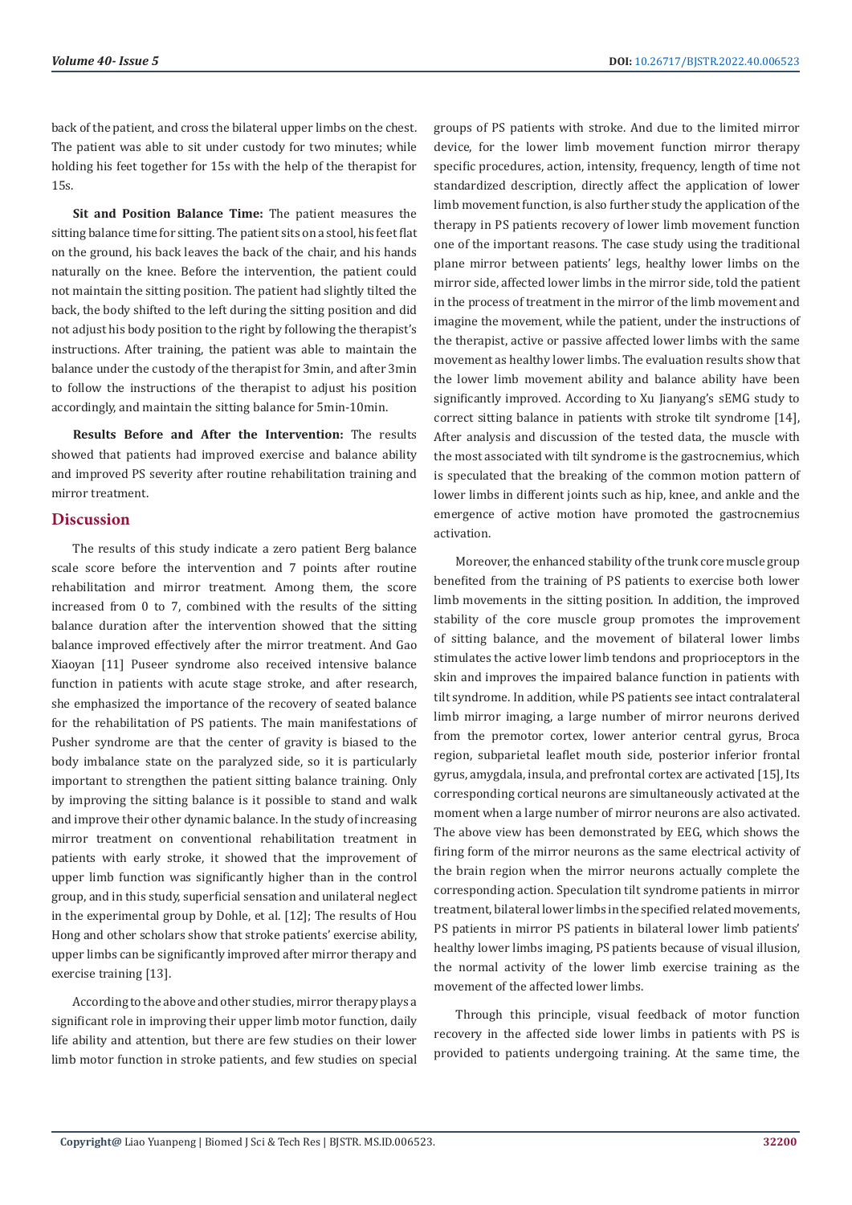back of the patient, and cross the bilateral upper limbs on the chest. The patient was able to sit under custody for two minutes; while holding his feet together for 15s with the help of the therapist for 15s.

**Sit and Position Balance Time:** The patient measures the sitting balance time for sitting. The patient sits on a stool, his feet flat on the ground, his back leaves the back of the chair, and his hands naturally on the knee. Before the intervention, the patient could not maintain the sitting position. The patient had slightly tilted the back, the body shifted to the left during the sitting position and did not adjust his body position to the right by following the therapist's instructions. After training, the patient was able to maintain the balance under the custody of the therapist for 3min, and after 3min to follow the instructions of the therapist to adjust his position accordingly, and maintain the sitting balance for 5min-10min.

**Results Before and After the Intervention:** The results showed that patients had improved exercise and balance ability and improved PS severity after routine rehabilitation training and mirror treatment.

## Discussion

The results of this study indicate a zero patient Berg balance scale score before the intervention and 7 points after routine rehabilitation and mirror treatment. Among them, the score increased from 0 to 7, combined with the results of the sitting balance duration after the intervention showed that the sitting balance improved effectively after the mirror treatment. And Gao Xiaoyan [11] Puseer syndrome also received intensive balance function in patients with acute stage stroke, and after research, she emphasized the importance of the recovery of seated balance for the rehabilitation of PS patients. The main manifestations of Pusher syndrome are that the center of gravity is biased to the body imbalance state on the paralyzed side, so it is particularly important to strengthen the patient sitting balance training. Only by improving the sitting balance is it possible to stand and walk and improve their other dynamic balance. In the study of increasing mirror treatment on conventional rehabilitation treatment in patients with early stroke, it showed that the improvement of upper limb function was significantly higher than in the control group, and in this study, superficial sensation and unilateral neglect in the experimental group by Dohle, et al. [12]; The results of Hou Hong and other scholars show that stroke patients' exercise ability, upper limbs can be significantly improved after mirror therapy and exercise training [13].

According to the above and other studies, mirror therapy plays a significant role in improving their upper limb motor function, daily life ability and attention, but there are few studies on their lower limb motor function in stroke patients, and few studies on special groups of PS patients with stroke. And due to the limited mirror device, for the lower limb movement function mirror therapy specific procedures, action, intensity, frequency, length of time not standardized description, directly affect the application of lower limb movement function, is also further study the application of the therapy in PS patients recovery of lower limb movement function one of the important reasons. The case study using the traditional plane mirror between patients' legs, healthy lower limbs on the mirror side, affected lower limbs in the mirror side, told the patient in the process of treatment in the mirror of the limb movement and imagine the movement, while the patient, under the instructions of the therapist, active or passive affected lower limbs with the same movement as healthy lower limbs. The evaluation results show that the lower limb movement ability and balance ability have been significantly improved. According to Xu Jianyang's sEMG study to correct sitting balance in patients with stroke tilt syndrome [14], After analysis and discussion of the tested data, the muscle with the most associated with tilt syndrome is the gastrocnemius, which is speculated that the breaking of the common motion pattern of lower limbs in different joints such as hip, knee, and ankle and the emergence of active motion have promoted the gastrocnemius activation.

Moreover, the enhanced stability of the trunk core muscle group benefited from the training of PS patients to exercise both lower limb movements in the sitting position. In addition, the improved stability of the core muscle group promotes the improvement of sitting balance, and the movement of bilateral lower limbs stimulates the active lower limb tendons and proprioceptors in the skin and improves the impaired balance function in patients with tilt syndrome. In addition, while PS patients see intact contralateral limb mirror imaging, a large number of mirror neurons derived from the premotor cortex, lower anterior central gyrus, Broca region, subparietal leaflet mouth side, posterior inferior frontal gyrus, amygdala, insula, and prefrontal cortex are activated [15], Its corresponding cortical neurons are simultaneously activated at the moment when a large number of mirror neurons are also activated. The above view has been demonstrated by EEG, which shows the firing form of the mirror neurons as the same electrical activity of the brain region when the mirror neurons actually complete the corresponding action. Speculation tilt syndrome patients in mirror treatment, bilateral lower limbs in the specified related movements, PS patients in mirror PS patients in bilateral lower limb patients' healthy lower limbs imaging, PS patients because of visual illusion, the normal activity of the lower limb exercise training as the movement of the affected lower limbs.

Through this principle, visual feedback of motor function recovery in the affected side lower limbs in patients with PS is provided to patients undergoing training. At the same time, the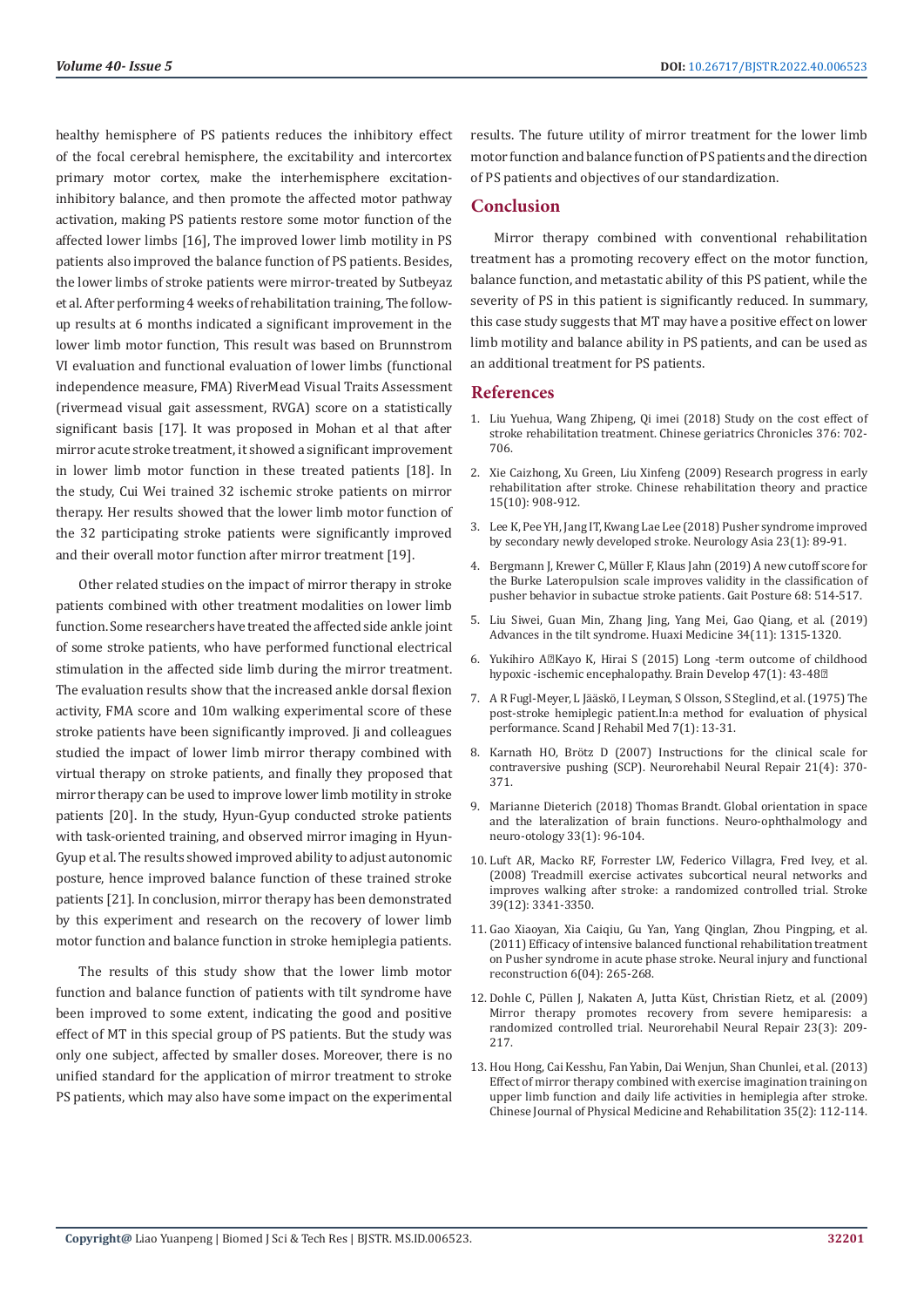healthy hemisphere of PS patients reduces the inhibitory effect of the focal cerebral hemisphere, the excitability and intercortex primary motor cortex, make the interhemisphere excitation-inhibitory balance, and then promote the affected motor pathway activation, making PS patients restore some motor function of the affected lower limbs [16], The improved lower limb motility in PS patients also improved the balance function of PS patients. Besides, the lower limbs of stroke patients were mirror-treated by Sutbeyaz et al. After performing 4 weeks of rehabilitation training, The follow-up results at 6 months indicated a significant improvement in the lower limb motor function, This result was based on Brunnstrom VI evaluation and functional evaluation of lower limbs (functional independence measure, FMA) RiverMead Visual Traits Assessment (rivermead visual gait assessment, RVGA) score on a statistically significant basis [17]. It was proposed in Mohan et al that after mirror acute stroke treatment, it showed a significant improvement in lower limb motor function in these treated patients [18]. In the study, Cui Wei trained 32 ischemic stroke patients on mirror therapy. Her results showed that the lower limb motor function of the 32 participating stroke patients were significantly improved and their overall motor function after mirror treatment [19].

Other related studies on the impact of mirror therapy in stroke patients combined with other treatment modalities on lower limb function. Some researchers have treated the affected side ankle joint of some stroke patients, who have performed functional electrical stimulation in the affected side limb during the mirror treatment. The evaluation results show that the increased ankle dorsal flexion activity, FMA score and 10m walking experimental score of these stroke patients have been significantly improved. Ji and colleagues studied the impact of lower limb mirror therapy combined with virtual therapy on stroke patients, and finally they proposed that mirror therapy can be used to improve lower limb motility in stroke patients [20]. In the study, Hyun-Gyup conducted stroke patients with task-oriented training, and observed mirror imaging in Hyun-Gyup et al. The results showed improved ability to adjust autonomic posture, hence improved balance function of these trained stroke patients [21]. In conclusion, mirror therapy has been demonstrated by this experiment and research on the recovery of lower limb motor function and balance function in stroke hemiplegia patients.

The results of this study show that the lower limb motor function and balance function of patients with tilt syndrome have been improved to some extent, indicating the good and positive effect of MT in this special group of PS patients. But the study was only one subject, affected by smaller doses. Moreover, there is no unified standard for the application of mirror treatment to stroke PS patients, which may also have some impact on the experimental results. The future utility of mirror treatment for the lower limb motor function and balance function of PS patients and the direction of PS patients and objectives of our standardization.

## Conclusion

Mirror therapy combined with conventional rehabilitation treatment has a promoting recovery effect on the motor function, balance function, and metastatic ability of this PS patient, while the severity of PS in this patient is significantly reduced. In summary, this case study suggests that MT may have a positive effect on lower limb motility and balance ability in PS patients, and can be used as an additional treatment for PS patients.

## References

1. Liu Yuehua, Wang Zhipeng, Qi imei (2018) Study on the cost effect of stroke rehabilitation treatment. Chinese geriatrics Chronicles 376: 702-706.
2. Xie Caizhong, Xu Green, Liu Xinfeng (2009) Research progress in early rehabilitation after stroke. Chinese rehabilitation theory and practice 15(10): 908-912.
3. Lee K, Pee YH, Jang IT, Kwang Lae Lee (2018) Pusher syndrome improved by secondary newly developed stroke. Neurology Asia 23(1): 89-91.
4. Bergmann J, Krewer C, Müller F, Klaus Jahn (2019) A new cutoff score for the Burke Lateropulsion scale improves validity in the classification of pusher behavior in subactue stroke patients. Gait Posture 68: 514-517.
5. Liu Siwei, Guan Min, Zhang Jing, Yang Mei, Gao Qiang, et al. (2019) Advances in the tilt syndrome. Huaxi Medicine 34(11): 1315-1320.
6. Yukihiro A，Kayo K, Hirai S (2015) Long -term outcome of childhood hypoxic -ischemic encephalopathy. Brain Develop 47(1): 43-48．
7. A R Fugl-Meyer, L Jääskö, I Leyman, S Olsson, S Steglind, et al. (1975) The post-stroke hemiplegic patient.In:a method for evaluation of physical performance. Scand J Rehabil Med 7(1): 13-31.
8. Karnath HO, Brötz D (2007) Instructions for the clinical scale for contraversive pushing (SCP). Neurorehabil Neural Repair 21(4): 370-371.
9. Marianne Dieterich (2018) Thomas Brandt. Global orientation in space and the lateralization of brain functions. Neuro-ophthalmology and neuro-otology 33(1): 96-104.
10. Luft AR, Macko RF, Forrester LW, Federico Villagra, Fred Ivey, et al. (2008) Treadmill exercise activates subcortical neural networks and improves walking after stroke: a randomized controlled trial. Stroke 39(12): 3341-3350.
11. Gao Xiaoyan, Xia Caiqiu, Gu Yan, Yang Qinglan, Zhou Pingping, et al. (2011) Efficacy of intensive balanced functional rehabilitation treatment on Pusher syndrome in acute phase stroke. Neural injury and functional reconstruction 6(04): 265-268.
12. Dohle C, Püllen J, Nakaten A, Jutta Küst, Christian Rietz, et al. (2009) Mirror therapy promotes recovery from severe hemiparesis: a randomized controlled trial. Neurorehabil Neural Repair 23(3): 209-217.
13. Hou Hong, Cai Kesshu, Fan Yabin, Dai Wenjun, Shan Chunlei, et al. (2013) Effect of mirror therapy combined with exercise imagination training on upper limb function and daily life activities in hemiplegia after stroke. Chinese Journal of Physical Medicine and Rehabilitation 35(2): 112-114.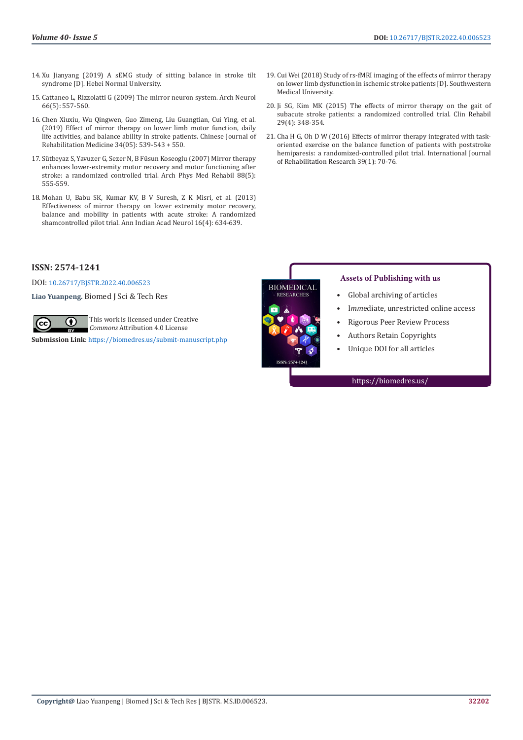14. Xu Jianyang (2019) A sEMG study of sitting balance in stroke tilt syndrome [D]. Hebei Normal University.
15. Cattaneo L, Rizzolatti G (2009) The mirror neuron system. Arch Neurol 66(5): 557-560.
16. Chen Xiuxiu, Wu Qingwen, Guo Zimeng, Liu Guangtian, Cui Ying, et al. (2019) Effect of mirror therapy on lower limb motor function, daily life activities, and balance ability in stroke patients. Chinese Journal of Rehabilitation Medicine 34(05): 539-543 + 550.
17. Sütbeyaz S, Yavuzer G, Sezer N, B Füsun Koseoglu (2007) Mirror therapy enhances lower-extremity motor recovery and motor functioning after stroke: a randomized controlled trial. Arch Phys Med Rehabil 88(5): 555-559.
18. Mohan U, Babu SK, Kumar KV, B V Suresh, Z K Misri, et al. (2013) Effectiveness of mirror therapy on lower extremity motor recovery, balance and mobility in patients with acute stroke: A randomized shamcontrolled pilot trial. Ann Indian Acad Neurol 16(4): 634-639.
19. Cui Wei (2018) Study of rs-fMRI imaging of the effects of mirror therapy on lower limb dysfunction in ischemic stroke patients [D]. Southwestern Medical University.
20. Ji SG, Kim MK (2015) The effects of mirror therapy on the gait of subacute stroke patients: a randomized controlled trial. Clin Rehabil 29(4): 348-354.
21. Cha H G, Oh D W (2016) Effects of mirror therapy integrated with task-oriented exercise on the balance function of patients with poststroke hemiparesis: a randomized-controlled pilot trial. International Journal of Rehabilitation Research 39(1): 70-76.

**ISSN: 2574-1241**

DOI: 10.26717/BJSTR.2022.40.006523

**Liao Yuanpeng.** Biomed J Sci & Tech Res

This work is licensed under Creative *Commons* Attribution 4.0 License

**Submission Link**: https://biomedres.us/submit-manuscript.php

**Assets of Publishing with us**

- Global archiving of articles
- Immediate, unrestricted online access
- Rigorous Peer Review Process
- Authors Retain Copyrights
- Unique DOI for all articles

https://biomedres.us/